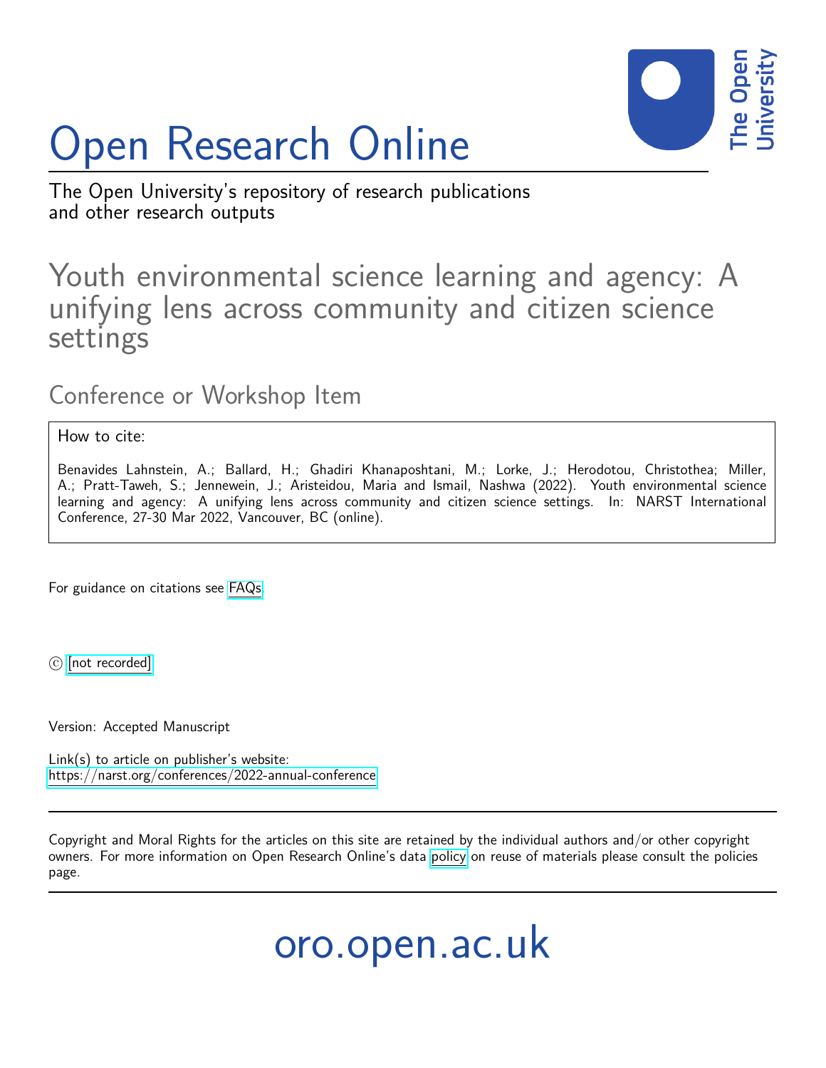# Open Research Online

The Open University's repository of research publications and other research outputs

## Youth environmental science learning and agency: A unifying lens across community and citizen science settings

### Conference or Workshop Item

How to cite:

Benavides Lahnstein, A.; Ballard, H.; Ghadiri Khanaposhtani, M.; Lorke, J.; Herodotou, Christothea; Miller, A.; Pratt-Taweh, S.; Jennewein, J.; Aristeidou, Maria and Ismail, Nashwa (2022). Youth environmental science learning and agency: A unifying lens across community and citizen science settings. In: NARST International Conference, 27-30 Mar 2022, Vancouver, BC (online).

For guidance on citations see FAQs.

© [not recorded]

Version: Accepted Manuscript

Link(s) to article on publisher's website:
https://narst.org/conferences/2022-annual-conference

Copyright and Moral Rights for the articles on this site are retained by the individual authors and/or other copyright owners. For more information on Open Research Online's data policy on reuse of materials please consult the policies page.

oro.open.ac.uk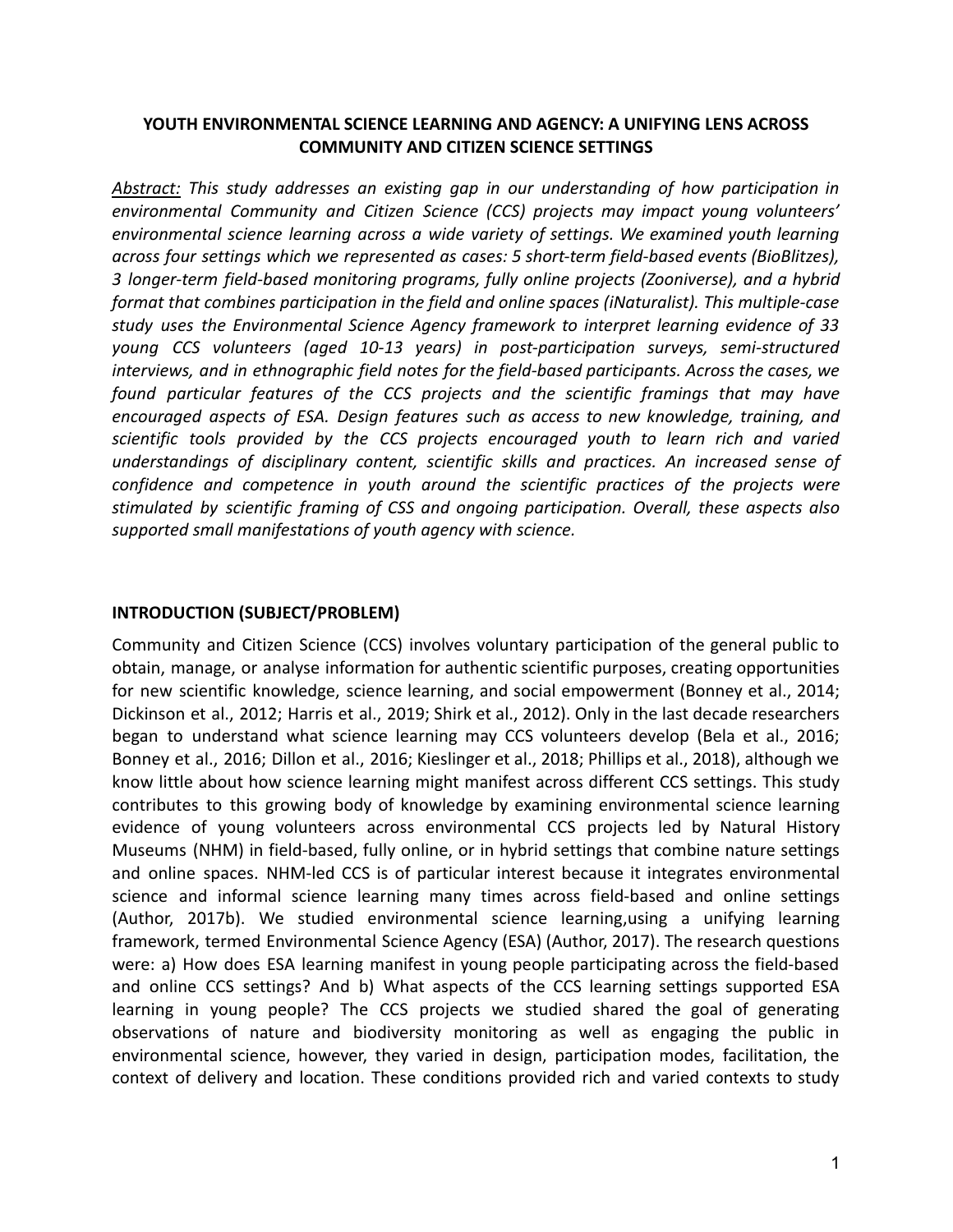**YOUTH ENVIRONMENTAL SCIENCE LEARNING AND AGENCY: A UNIFYING LENS ACROSS COMMUNITY AND CITIZEN SCIENCE SETTINGS**

*__Abstract:__ This study addresses an existing gap in our understanding of how participation in environmental Community and Citizen Science (CCS) projects may impact young volunteers' environmental science learning across a wide variety of settings. We examined youth learning across four settings which we represented as cases: 5 short-term field-based events (BioBlitzes), 3 longer-term field-based monitoring programs, fully online projects (Zooniverse), and a hybrid format that combines participation in the field and online spaces (iNaturalist). This multiple-case study uses the Environmental Science Agency framework to interpret learning evidence of 33 young CCS volunteers (aged 10-13 years) in post-participation surveys, semi-structured interviews, and in ethnographic field notes for the field-based participants. Across the cases, we found particular features of the CCS projects and the scientific framings that may have encouraged aspects of ESA. Design features such as access to new knowledge, training, and scientific tools provided by the CCS projects encouraged youth to learn rich and varied understandings of disciplinary content, scientific skills and practices. An increased sense of confidence and competence in youth around the scientific practices of the projects were stimulated by scientific framing of CSS and ongoing participation. Overall, these aspects also supported small manifestations of youth agency with science.*

## INTRODUCTION (SUBJECT/PROBLEM)

Community and Citizen Science (CCS) involves voluntary participation of the general public to obtain, manage, or analyse information for authentic scientific purposes, creating opportunities for new scientific knowledge, science learning, and social empowerment (Bonney et al., 2014; Dickinson et al., 2012; Harris et al., 2019; Shirk et al., 2012). Only in the last decade researchers began to understand what science learning may CCS volunteers develop (Bela et al., 2016; Bonney et al., 2016; Dillon et al., 2016; Kieslinger et al., 2018; Phillips et al., 2018), although we know little about how science learning might manifest across different CCS settings. This study contributes to this growing body of knowledge by examining environmental science learning evidence of young volunteers across environmental CCS projects led by Natural History Museums (NHM) in field-based, fully online, or in hybrid settings that combine nature settings and online spaces. NHM-led CCS is of particular interest because it integrates environmental science and informal science learning many times across field-based and online settings (Author, 2017b). We studied environmental science learning,using a unifying learning framework, termed Environmental Science Agency (ESA) (Author, 2017). The research questions were: a) How does ESA learning manifest in young people participating across the field-based and online CCS settings? And b) What aspects of the CCS learning settings supported ESA learning in young people? The CCS projects we studied shared the goal of generating observations of nature and biodiversity monitoring as well as engaging the public in environmental science, however, they varied in design, participation modes, facilitation, the context of delivery and location. These conditions provided rich and varied contexts to study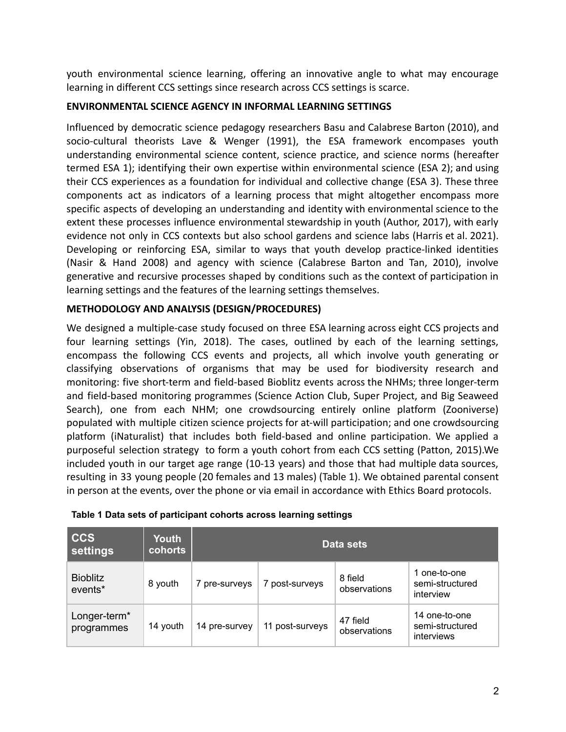youth environmental science learning, offering an innovative angle to what may encourage learning in different CCS settings since research across CCS settings is scarce.

## ENVIRONMENTAL SCIENCE AGENCY IN INFORMAL LEARNING SETTINGS

Influenced by democratic science pedagogy researchers Basu and Calabrese Barton (2010), and socio-cultural theorists Lave & Wenger (1991), the ESA framework encompases youth understanding environmental science content, science practice, and science norms (hereafter termed ESA 1); identifying their own expertise within environmental science (ESA 2); and using their CCS experiences as a foundation for individual and collective change (ESA 3). These three components act as indicators of a learning process that might altogether encompass more specific aspects of developing an understanding and identity with environmental science to the extent these processes influence environmental stewardship in youth (Author, 2017), with early evidence not only in CCS contexts but also school gardens and science labs (Harris et al. 2021). Developing or reinforcing ESA, similar to ways that youth develop practice-linked identities (Nasir & Hand 2008) and agency with science (Calabrese Barton and Tan, 2010), involve generative and recursive processes shaped by conditions such as the context of participation in learning settings and the features of the learning settings themselves.

## METHODOLOGY AND ANALYSIS (DESIGN/PROCEDURES)

We designed a multiple-case study focused on three ESA learning across eight CCS projects and four learning settings (Yin, 2018). The cases, outlined by each of the learning settings, encompass the following CCS events and projects, all which involve youth generating or classifying observations of organisms that may be used for biodiversity research and monitoring: five short-term and field-based Bioblitz events across the NHMs; three longer-term and field-based monitoring programmes (Science Action Club, Super Project, and Big Seaweed Search), one from each NHM; one crowdsourcing entirely online platform (Zooniverse) populated with multiple citizen science projects for at-will participation; and one crowdsourcing platform (iNaturalist) that includes both field-based and online participation. We applied a purposeful selection strategy to form a youth cohort from each CCS setting (Patton, 2015).We included youth in our target age range (10-13 years) and those that had multiple data sources, resulting in 33 young people (20 females and 13 males) (Table 1). We obtained parental consent in person at the events, over the phone or via email in accordance with Ethics Board protocols.

**Table 1 Data sets of participant cohorts across learning settings**

| CCS settings | Youth cohorts | Data sets | | | |
|---|---|---|---|---|---|
| Bioblitz events* | 8 youth | 7 pre-surveys | 7 post-surveys | 8 field observations | 1 one-to-one semi-structured interview |
| Longer-term* programmes | 14 youth | 14 pre-survey | 11 post-surveys | 47 field observations | 14 one-to-one semi-structured interviews |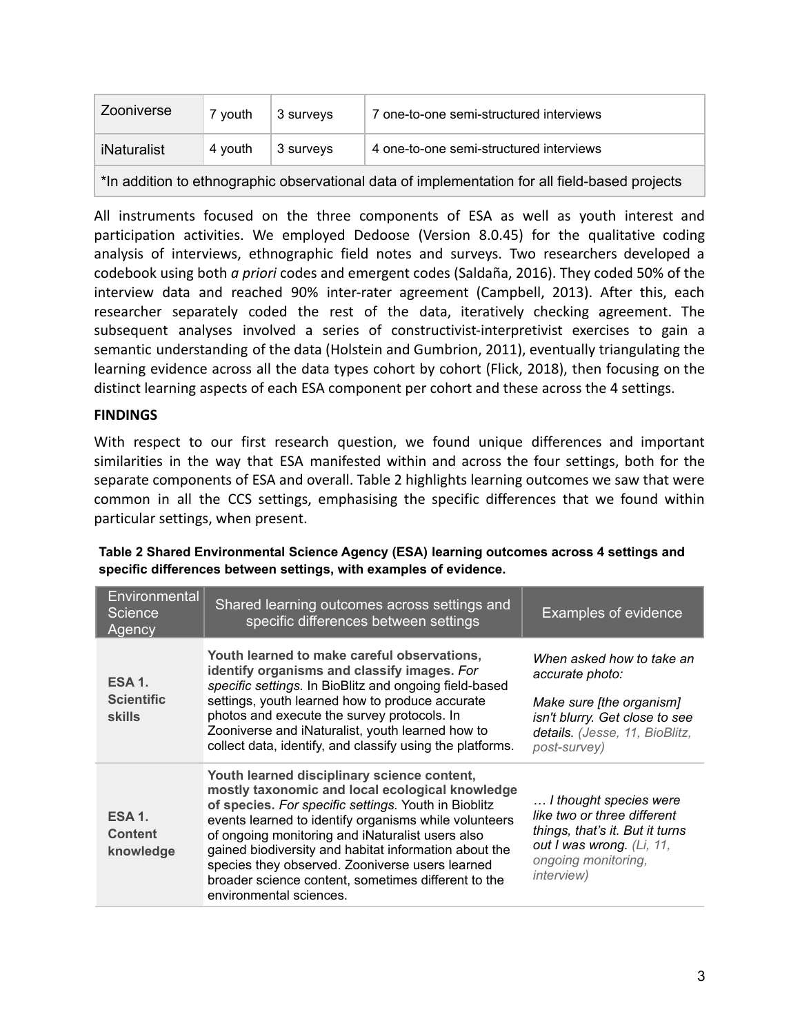| Zooniverse | 7 youth | 3 surveys | 7 one-to-one semi-structured interviews |
| --- | --- | --- | --- |
| iNaturalist | 4 youth | 3 surveys | 4 one-to-one semi-structured interviews |
| *In addition to ethnographic observational data of implementation for all field-based projects | | | |

All instruments focused on the three components of ESA as well as youth interest and participation activities. We employed Dedoose (Version 8.0.45) for the qualitative coding analysis of interviews, ethnographic field notes and surveys. Two researchers developed a codebook using both *a priori* codes and emergent codes (Saldaña, 2016). They coded 50% of the interview data and reached 90% inter-rater agreement (Campbell, 2013). After this, each researcher separately coded the rest of the data, iteratively checking agreement. The subsequent analyses involved a series of constructivist-interpretivist exercises to gain a semantic understanding of the data (Holstein and Gumbrion, 2011), eventually triangulating the learning evidence across all the data types cohort by cohort (Flick, 2018), then focusing on the distinct learning aspects of each ESA component per cohort and these across the 4 settings.

**FINDINGS**

With respect to our first research question, we found unique differences and important similarities in the way that ESA manifested within and across the four settings, both for the separate components of ESA and overall. Table 2 highlights learning outcomes we saw that were common in all the CCS settings, emphasising the specific differences that we found within particular settings, when present.

**Table 2 Shared Environmental Science Agency (ESA) learning outcomes across 4 settings and specific differences between settings, with examples of evidence.**

| Environmental Science Agency | Shared learning outcomes across settings and specific differences between settings | Examples of evidence |
| --- | --- | --- |
| **ESA 1. Scientific skills** | **Youth learned to make careful observations, identify organisms and classify images.** *For specific settings.* In BioBlitz and ongoing field-based settings, youth learned how to produce accurate photos and execute the survey protocols. In Zooniverse and iNaturalist, youth learned how to collect data, identify, and classify using the platforms. | *When asked how to take an accurate photo:*<br><br>*Make sure [the organism] isn't blurry. Get close to see details. (Jesse, 11, BioBlitz, post-survey)* |
| **ESA 1. Content knowledge** | **Youth learned disciplinary science content, mostly taxonomic and local ecological knowledge of species.** *For specific settings.* Youth in Bioblitz events learned to identify organisms while volunteers of ongoing monitoring and iNaturalist users also gained biodiversity and habitat information about the species they observed. Zooniverse users learned broader science content, sometimes different to the environmental sciences. | *… I thought species were like two or three different things, that's it. But it turns out I was wrong. (Li, 11, ongoing monitoring, interview)* |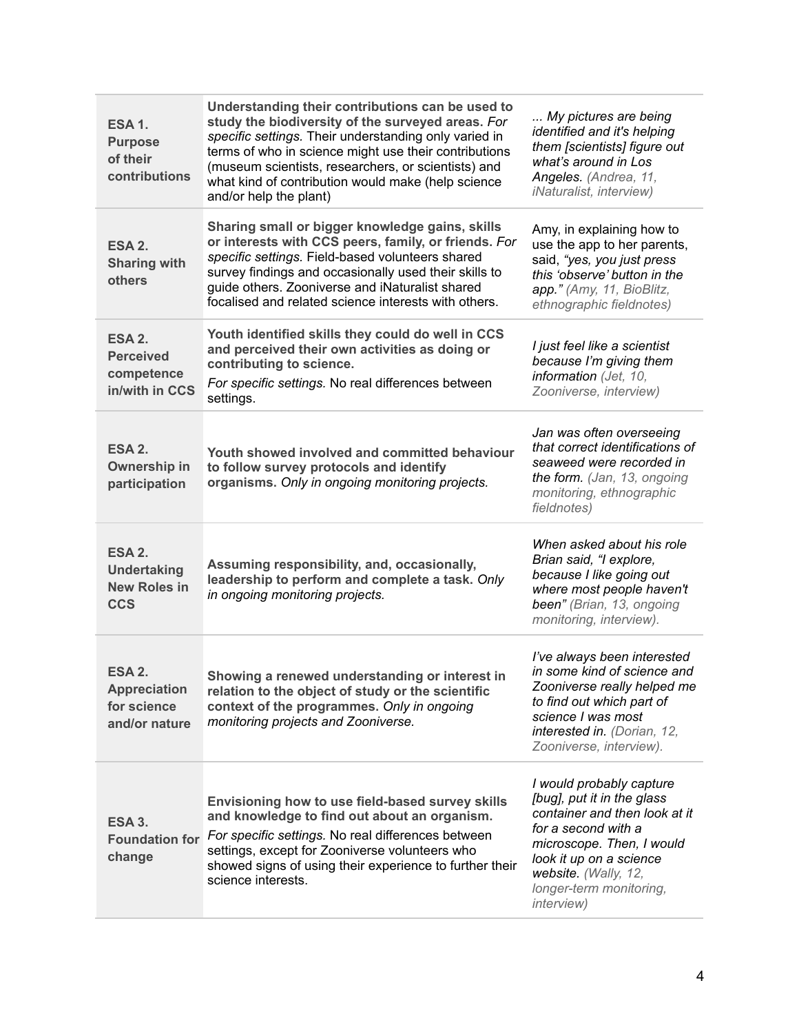| | | |
|---|---|---|
| **ESA 1. Purpose of their contributions** | **Understanding their contributions can be used to study the biodiversity of the surveyed areas.** *For specific settings.* Their understanding only varied in terms of who in science might use their contributions (museum scientists, researchers, or scientists) and what kind of contribution would make (help science and/or help the plant) | *... My pictures are being identified and it's helping them [scientists] figure out what's around in Los Angeles. (Andrea, 11, iNaturalist, interview)* |
| **ESA 2. Sharing with others** | **Sharing small or bigger knowledge gains, skills or interests with CCS peers, family, or friends.** *For specific settings.* Field-based volunteers shared survey findings and occasionally used their skills to guide others. Zooniverse and iNaturalist shared focalised and related science interests with others. | Amy, in explaining how to use the app to her parents, said, *"yes, you just press this 'observe' button in the app." (Amy, 11, BioBlitz, ethnographic fieldnotes)* |
| **ESA 2. Perceived competence in/with in CCS** | **Youth identified skills they could do well in CCS and perceived their own activities as doing or contributing to science.** *For specific settings.* No real differences between settings. | *I just feel like a scientist because I'm giving them information (Jet, 10, Zooniverse, interview)* |
| **ESA 2. Ownership in participation** | **Youth showed involved and committed behaviour to follow survey protocols and identify organisms.** *Only in ongoing monitoring projects.* | *Jan was often overseeing that correct identifications of seaweed were recorded in the form. (Jan, 13, ongoing monitoring, ethnographic fieldnotes)* |
| **ESA 2. Undertaking New Roles in CCS** | **Assuming responsibility, and, occasionally, leadership to perform and complete a task.** *Only in ongoing monitoring projects.* | *When asked about his role Brian said, "I explore, because I like going out where most people haven't been" (Brian, 13, ongoing monitoring, interview).* |
| **ESA 2. Appreciation for science and/or nature** | **Showing a renewed understanding or interest in relation to the object of study or the scientific context of the programmes.** *Only in ongoing monitoring projects and Zooniverse.* | *I've always been interested in some kind of science and Zooniverse really helped me to find out which part of science I was most interested in. (Dorian, 12, Zooniverse, interview).* |
| **ESA 3. Foundation for change** | **Envisioning how to use field-based survey skills and knowledge to find out about an organism.** *For specific settings.* No real differences between settings, except for Zooniverse volunteers who showed signs of using their experience to further their science interests. | *I would probably capture [bug], put it in the glass container and then look at it for a second with a microscope. Then, I would look it up on a science website. (Wally, 12, longer-term monitoring, interview)* |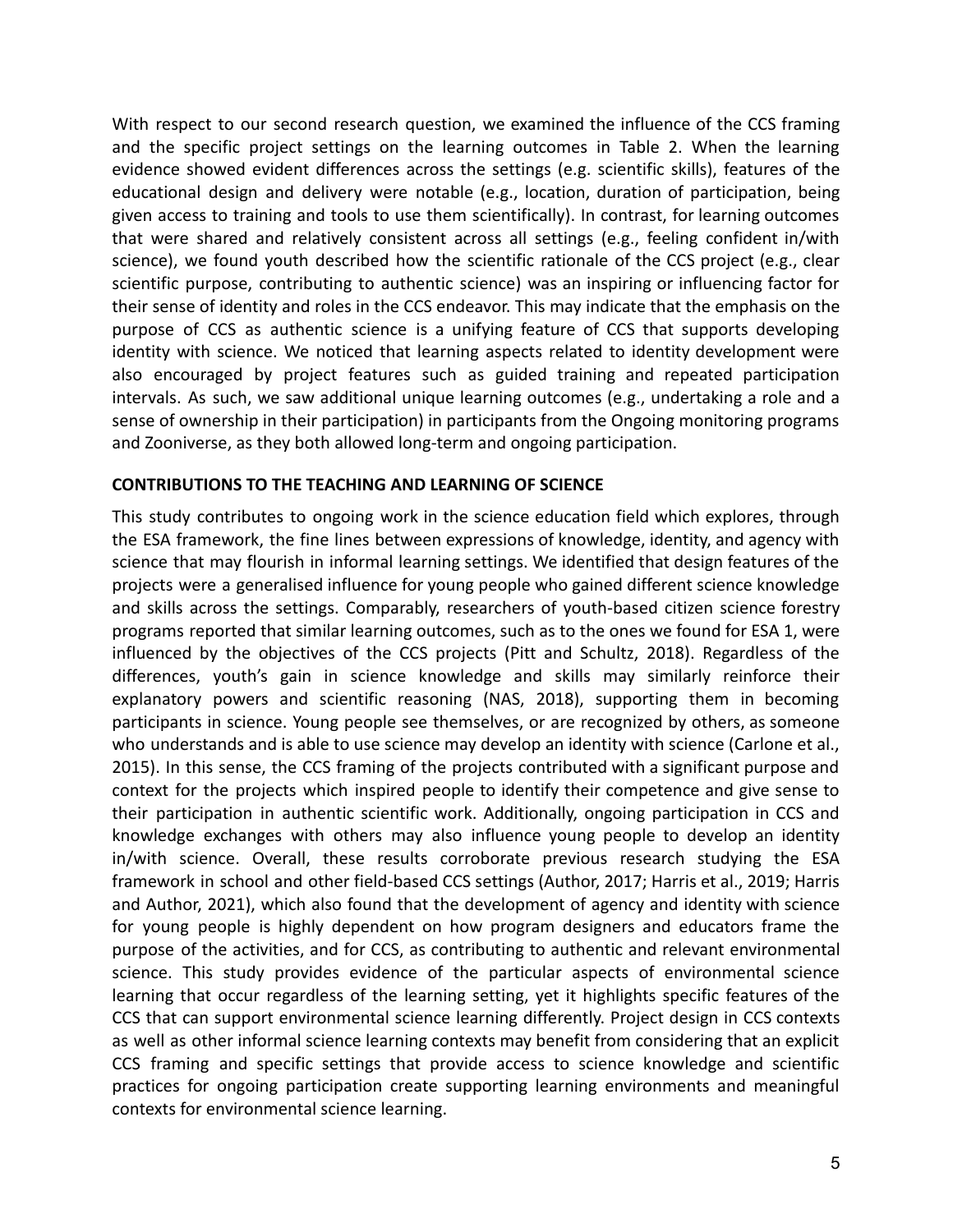With respect to our second research question, we examined the influence of the CCS framing and the specific project settings on the learning outcomes in Table 2. When the learning evidence showed evident differences across the settings (e.g. scientific skills), features of the educational design and delivery were notable (e.g., location, duration of participation, being given access to training and tools to use them scientifically). In contrast, for learning outcomes that were shared and relatively consistent across all settings (e.g., feeling confident in/with science), we found youth described how the scientific rationale of the CCS project (e.g., clear scientific purpose, contributing to authentic science) was an inspiring or influencing factor for their sense of identity and roles in the CCS endeavor. This may indicate that the emphasis on the purpose of CCS as authentic science is a unifying feature of CCS that supports developing identity with science. We noticed that learning aspects related to identity development were also encouraged by project features such as guided training and repeated participation intervals. As such, we saw additional unique learning outcomes (e.g., undertaking a role and a sense of ownership in their participation) in participants from the Ongoing monitoring programs and Zooniverse, as they both allowed long-term and ongoing participation.

## CONTRIBUTIONS TO THE TEACHING AND LEARNING OF SCIENCE

This study contributes to ongoing work in the science education field which explores, through the ESA framework, the fine lines between expressions of knowledge, identity, and agency with science that may flourish in informal learning settings. We identified that design features of the projects were a generalised influence for young people who gained different science knowledge and skills across the settings. Comparably, researchers of youth-based citizen science forestry programs reported that similar learning outcomes, such as to the ones we found for ESA 1, were influenced by the objectives of the CCS projects (Pitt and Schultz, 2018). Regardless of the differences, youth's gain in science knowledge and skills may similarly reinforce their explanatory powers and scientific reasoning (NAS, 2018), supporting them in becoming participants in science. Young people see themselves, or are recognized by others, as someone who understands and is able to use science may develop an identity with science (Carlone et al., 2015). In this sense, the CCS framing of the projects contributed with a significant purpose and context for the projects which inspired people to identify their competence and give sense to their participation in authentic scientific work. Additionally, ongoing participation in CCS and knowledge exchanges with others may also influence young people to develop an identity in/with science. Overall, these results corroborate previous research studying the ESA framework in school and other field-based CCS settings (Author, 2017; Harris et al., 2019; Harris and Author, 2021), which also found that the development of agency and identity with science for young people is highly dependent on how program designers and educators frame the purpose of the activities, and for CCS, as contributing to authentic and relevant environmental science. This study provides evidence of the particular aspects of environmental science learning that occur regardless of the learning setting, yet it highlights specific features of the CCS that can support environmental science learning differently. Project design in CCS contexts as well as other informal science learning contexts may benefit from considering that an explicit CCS framing and specific settings that provide access to science knowledge and scientific practices for ongoing participation create supporting learning environments and meaningful contexts for environmental science learning.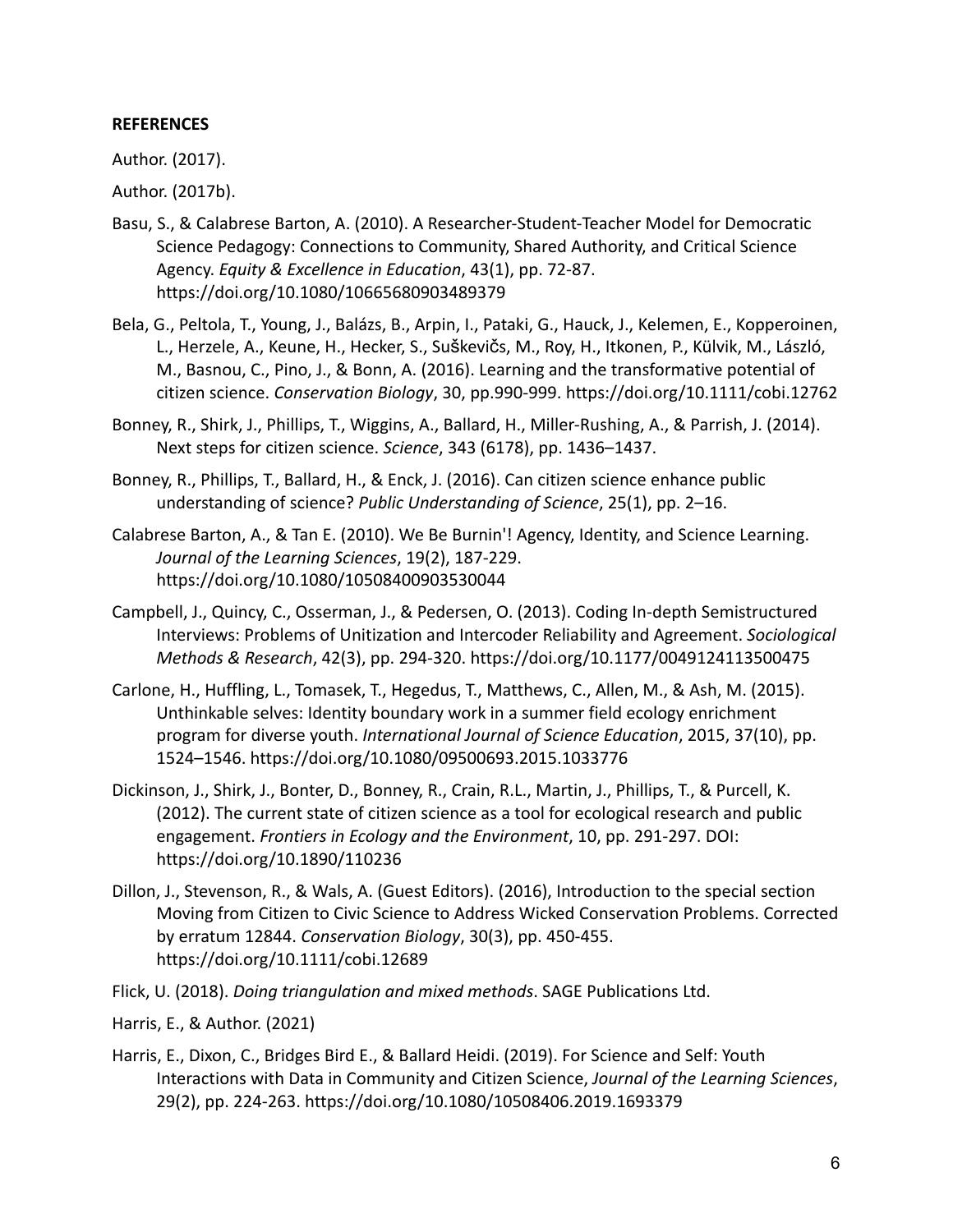**REFERENCES**

Author. (2017).

Author. (2017b).

Basu, S., & Calabrese Barton, A. (2010). A Researcher-Student-Teacher Model for Democratic Science Pedagogy: Connections to Community, Shared Authority, and Critical Science Agency. *Equity & Excellence in Education*, 43(1), pp. 72-87. https://doi.org/10.1080/10665680903489379

Bela, G., Peltola, T., Young, J., Balázs, B., Arpin, I., Pataki, G., Hauck, J., Kelemen, E., Kopperoinen, L., Herzele, A., Keune, H., Hecker, S., Suškevičs, M., Roy, H., Itkonen, P., Külvik, M., László, M., Basnou, C., Pino, J., & Bonn, A. (2016). Learning and the transformative potential of citizen science. *Conservation Biology*, 30, pp.990-999. https://doi.org/10.1111/cobi.12762

Bonney, R., Shirk, J., Phillips, T., Wiggins, A., Ballard, H., Miller-Rushing, A., & Parrish, J. (2014). Next steps for citizen science. *Science*, 343 (6178), pp. 1436–1437.

Bonney, R., Phillips, T., Ballard, H., & Enck, J. (2016). Can citizen science enhance public understanding of science? *Public Understanding of Science*, 25(1), pp. 2–16.

Calabrese Barton, A., & Tan E. (2010). We Be Burnin'! Agency, Identity, and Science Learning. *Journal of the Learning Sciences*, 19(2), 187-229. https://doi.org/10.1080/10508400903530044

Campbell, J., Quincy, C., Osserman, J., & Pedersen, O. (2013). Coding In-depth Semistructured Interviews: Problems of Unitization and Intercoder Reliability and Agreement. *Sociological Methods & Research*, 42(3), pp. 294-320. https://doi.org/10.1177/0049124113500475

Carlone, H., Huffling, L., Tomasek, T., Hegedus, T., Matthews, C., Allen, M., & Ash, M. (2015). Unthinkable selves: Identity boundary work in a summer field ecology enrichment program for diverse youth. *International Journal of Science Education*, 2015, 37(10), pp. 1524–1546. https://doi.org/10.1080/09500693.2015.1033776

Dickinson, J., Shirk, J., Bonter, D., Bonney, R., Crain, R.L., Martin, J., Phillips, T., & Purcell, K. (2012). The current state of citizen science as a tool for ecological research and public engagement. *Frontiers in Ecology and the Environment*, 10, pp. 291-297. DOI: https://doi.org/10.1890/110236

Dillon, J., Stevenson, R., & Wals, A. (Guest Editors). (2016), Introduction to the special section Moving from Citizen to Civic Science to Address Wicked Conservation Problems. Corrected by erratum 12844. *Conservation Biology*, 30(3), pp. 450-455. https://doi.org/10.1111/cobi.12689

Flick, U. (2018). *Doing triangulation and mixed methods*. SAGE Publications Ltd.

Harris, E., & Author. (2021)

Harris, E., Dixon, C., Bridges Bird E., & Ballard Heidi. (2019). For Science and Self: Youth Interactions with Data in Community and Citizen Science, *Journal of the Learning Sciences*, 29(2), pp. 224-263. https://doi.org/10.1080/10508406.2019.1693379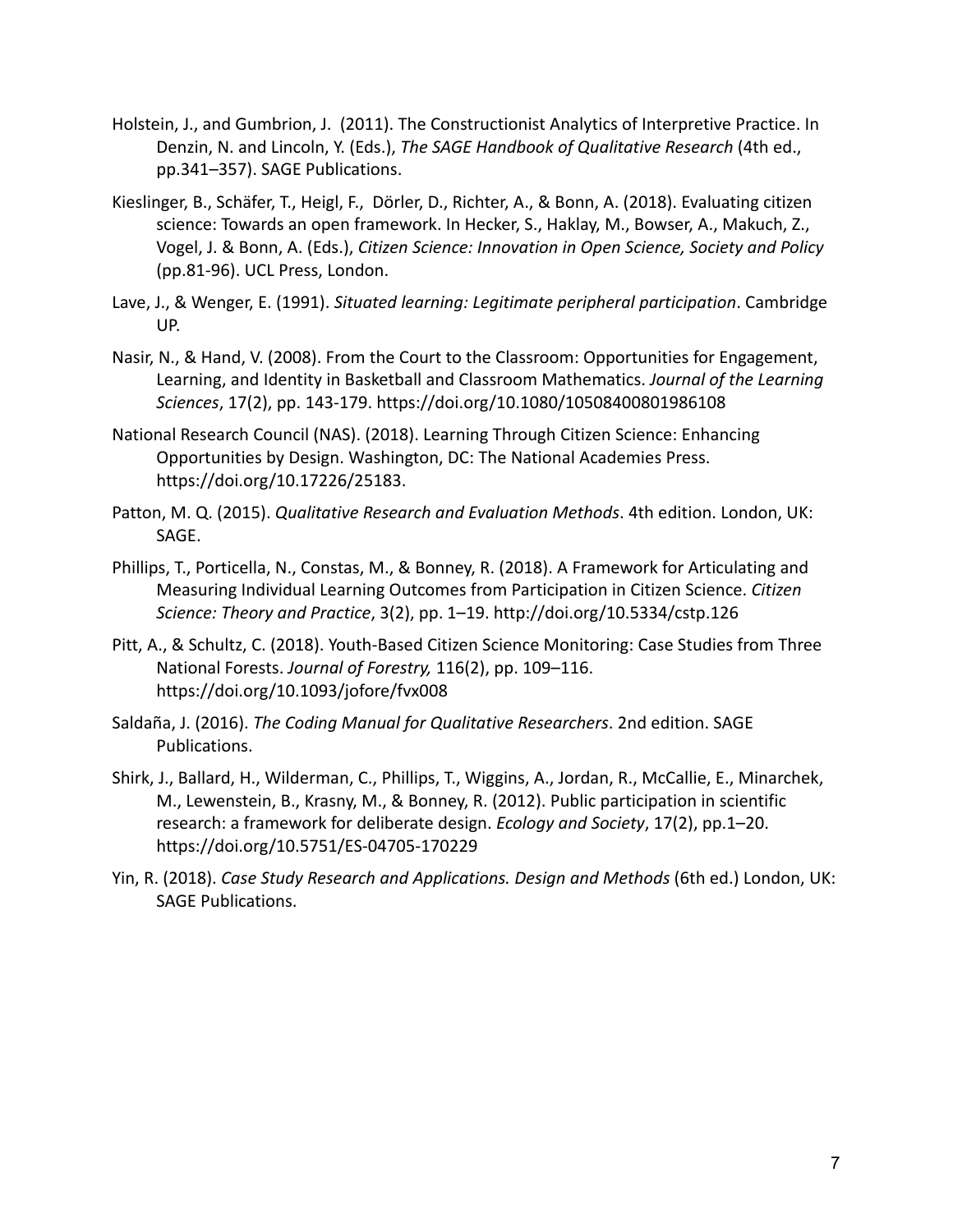Holstein, J., and Gumbrion, J. (2011). The Constructionist Analytics of Interpretive Practice. In Denzin, N. and Lincoln, Y. (Eds.), *The SAGE Handbook of Qualitative Research* (4th ed., pp.341–357). SAGE Publications.

Kieslinger, B., Schäfer, T., Heigl, F., Dörler, D., Richter, A., & Bonn, A. (2018). Evaluating citizen science: Towards an open framework. In Hecker, S., Haklay, M., Bowser, A., Makuch, Z., Vogel, J. & Bonn, A. (Eds.), *Citizen Science: Innovation in Open Science, Society and Policy* (pp.81-96). UCL Press, London.

Lave, J., & Wenger, E. (1991). *Situated learning: Legitimate peripheral participation*. Cambridge UP.

Nasir, N., & Hand, V. (2008). From the Court to the Classroom: Opportunities for Engagement, Learning, and Identity in Basketball and Classroom Mathematics. *Journal of the Learning Sciences*, 17(2), pp. 143-179. https://doi.org/10.1080/10508400801986108

National Research Council (NAS). (2018). Learning Through Citizen Science: Enhancing Opportunities by Design. Washington, DC: The National Academies Press. https://doi.org/10.17226/25183.

Patton, M. Q. (2015). *Qualitative Research and Evaluation Methods*. 4th edition. London, UK: SAGE.

Phillips, T., Porticella, N., Constas, M., & Bonney, R. (2018). A Framework for Articulating and Measuring Individual Learning Outcomes from Participation in Citizen Science. *Citizen Science: Theory and Practice*, 3(2), pp. 1–19. http://doi.org/10.5334/cstp.126

Pitt, A., & Schultz, C. (2018). Youth-Based Citizen Science Monitoring: Case Studies from Three National Forests. *Journal of Forestry,* 116(2), pp. 109–116. https://doi.org/10.1093/jofore/fvx008

Saldaña, J. (2016). *The Coding Manual for Qualitative Researchers*. 2nd edition. SAGE Publications.

Shirk, J., Ballard, H., Wilderman, C., Phillips, T., Wiggins, A., Jordan, R., McCallie, E., Minarchek, M., Lewenstein, B., Krasny, M., & Bonney, R. (2012). Public participation in scientific research: a framework for deliberate design. *Ecology and Society*, 17(2), pp.1–20. https://doi.org/10.5751/ES-04705-170229

Yin, R. (2018). *Case Study Research and Applications. Design and Methods* (6th ed.) London, UK: SAGE Publications.